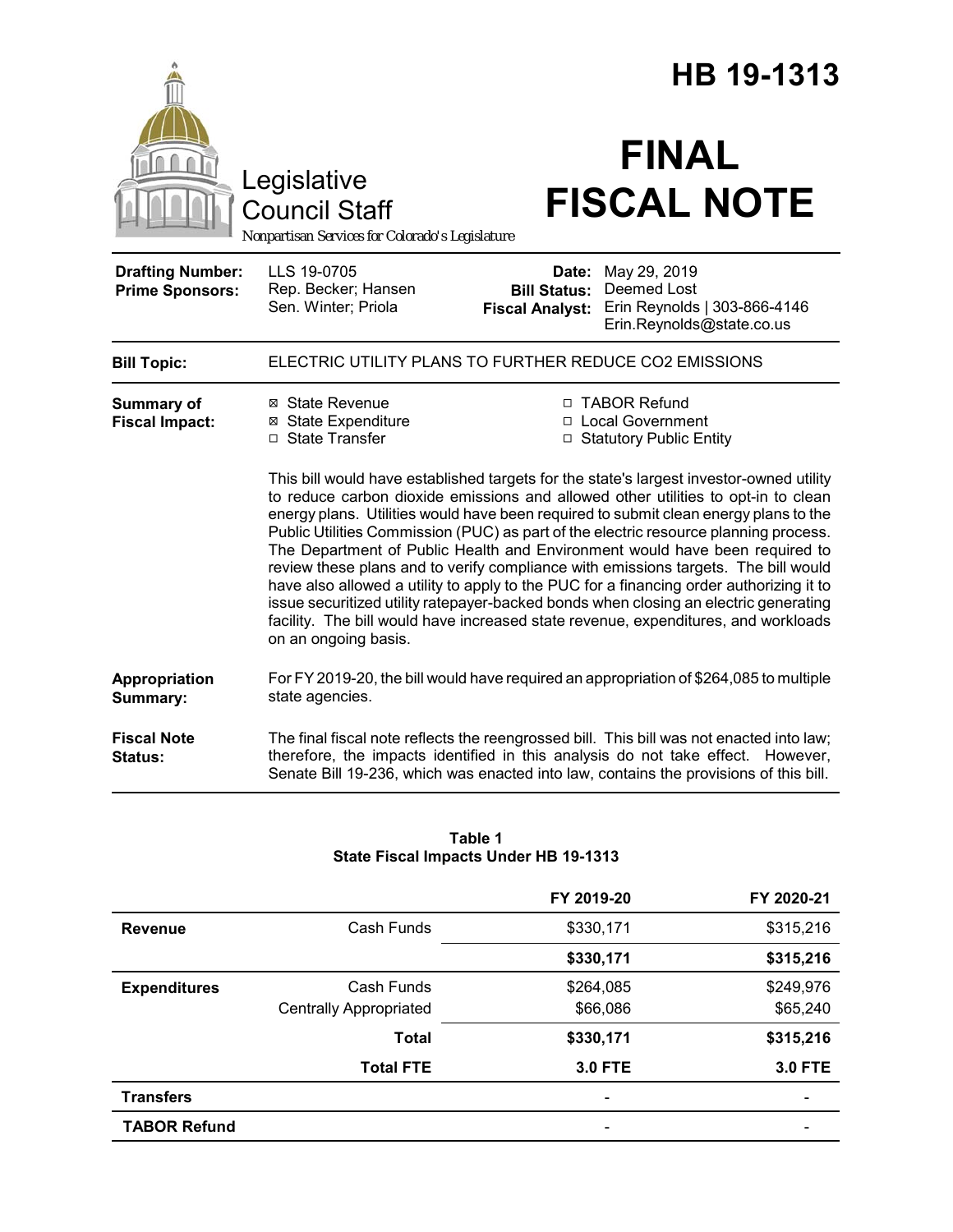# HB 19-1313

Legislative Council Staff

*Nonpartisan Services for Colorado's Legislature*

# FINAL FISCAL NOTE

| | | | |
|---|---|---|---|
| **Drafting Number:** | LLS 19-0705 | **Date:** | May 29, 2019 |
| **Prime Sponsors:** | Rep. Becker; Hansen<br>Sen. Winter; Priola | **Bill Status:** | Deemed Lost |
| | | **Fiscal Analyst:** | Erin Reynolds \| 303-866-4146<br>Erin.Reynolds@state.co.us |

**Bill Topic:** ELECTRIC UTILITY PLANS TO FURTHER REDUCE CO2 EMISSIONS

**Summary of Fiscal Impact:**

- ☒ State Revenue
- ☒ State Expenditure
- ☐ State Transfer
- ☐ TABOR Refund
- ☐ Local Government
- ☐ Statutory Public Entity

This bill would have established targets for the state's largest investor-owned utility to reduce carbon dioxide emissions and allowed other utilities to opt-in to clean energy plans. Utilities would have been required to submit clean energy plans to the Public Utilities Commission (PUC) as part of the electric resource planning process. The Department of Public Health and Environment would have been required to review these plans and to verify compliance with emissions targets. The bill would have also allowed a utility to apply to the PUC for a financing order authorizing it to issue securitized utility ratepayer-backed bonds when closing an electric generating facility. The bill would have increased state revenue, expenditures, and workloads on an ongoing basis.

**Appropriation Summary:** For FY 2019-20, the bill would have required an appropriation of $264,085 to multiple state agencies.

**Fiscal Note Status:** The final fiscal note reflects the reengrossed bill. This bill was not enacted into law; therefore, the impacts identified in this analysis do not take effect. However, Senate Bill 19-236, which was enacted into law, contains the provisions of this bill.

**Table 1**
**State Fiscal Impacts Under HB 19-1313**

| | | FY 2019-20 | FY 2020-21 |
|---|---|---|---|
| **Revenue** | Cash Funds | $330,171 | $315,216 |
| | | **$330,171** | **$315,216** |
| **Expenditures** | Cash Funds | $264,085 | $249,976 |
| | Centrally Appropriated | $66,086 | $65,240 |
| | **Total** | **$330,171** | **$315,216** |
| | **Total FTE** | **3.0 FTE** | **3.0 FTE** |
| **Transfers** | | - | - |
| **TABOR Refund** | | - | - |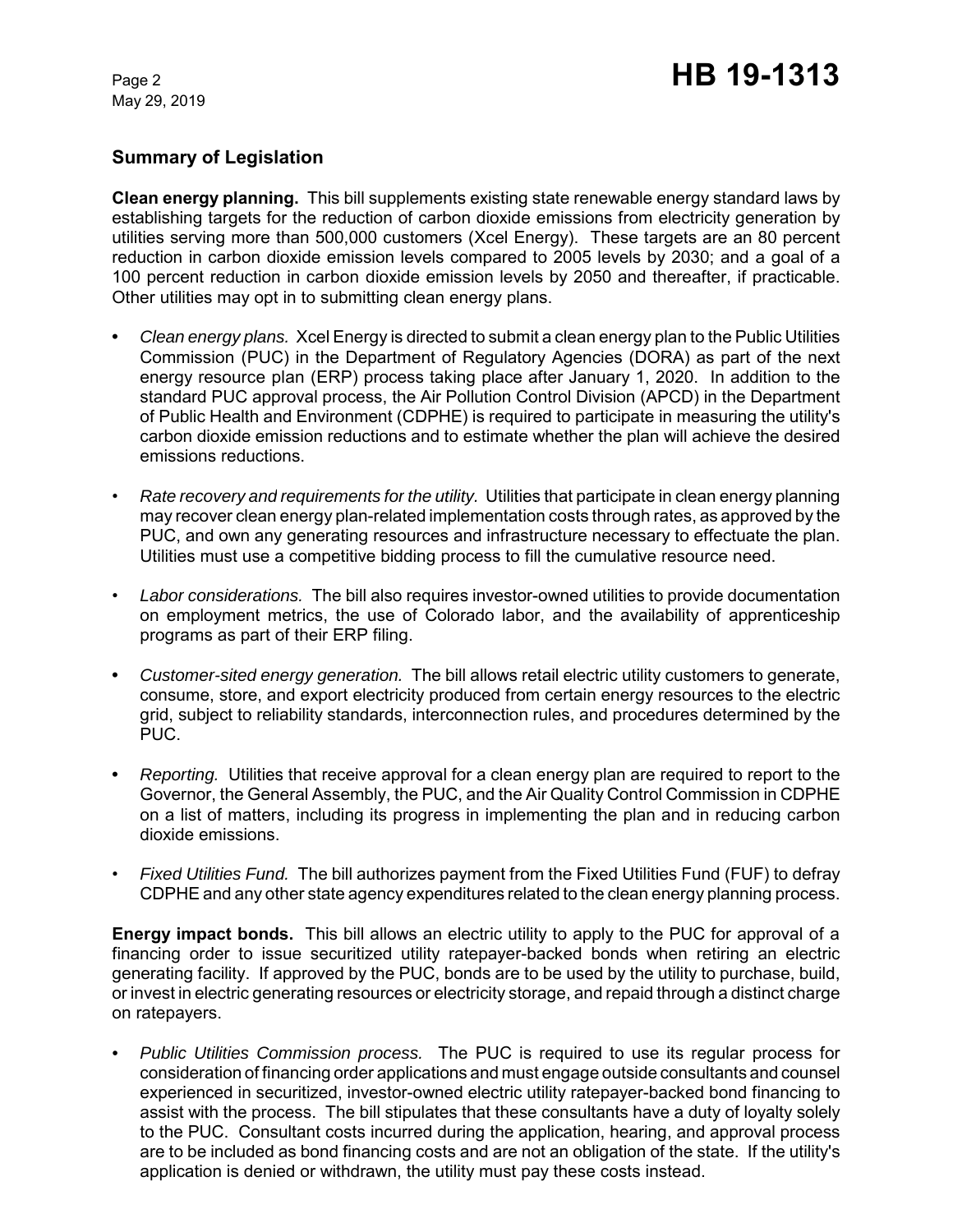## Summary of Legislation

**Clean energy planning.** This bill supplements existing state renewable energy standard laws by establishing targets for the reduction of carbon dioxide emissions from electricity generation by utilities serving more than 500,000 customers (Xcel Energy). These targets are an 80 percent reduction in carbon dioxide emission levels compared to 2005 levels by 2030; and a goal of a 100 percent reduction in carbon dioxide emission levels by 2050 and thereafter, if practicable. Other utilities may opt in to submitting clean energy plans.

- *Clean energy plans.* Xcel Energy is directed to submit a clean energy plan to the Public Utilities Commission (PUC) in the Department of Regulatory Agencies (DORA) as part of the next energy resource plan (ERP) process taking place after January 1, 2020. In addition to the standard PUC approval process, the Air Pollution Control Division (APCD) in the Department of Public Health and Environment (CDPHE) is required to participate in measuring the utility's carbon dioxide emission reductions and to estimate whether the plan will achieve the desired emissions reductions.

- *Rate recovery and requirements for the utility.* Utilities that participate in clean energy planning may recover clean energy plan-related implementation costs through rates, as approved by the PUC, and own any generating resources and infrastructure necessary to effectuate the plan. Utilities must use a competitive bidding process to fill the cumulative resource need.

- *Labor considerations.* The bill also requires investor-owned utilities to provide documentation on employment metrics, the use of Colorado labor, and the availability of apprenticeship programs as part of their ERP filing.

- *Customer-sited energy generation.* The bill allows retail electric utility customers to generate, consume, store, and export electricity produced from certain energy resources to the electric grid, subject to reliability standards, interconnection rules, and procedures determined by the PUC.

- *Reporting.* Utilities that receive approval for a clean energy plan are required to report to the Governor, the General Assembly, the PUC, and the Air Quality Control Commission in CDPHE on a list of matters, including its progress in implementing the plan and in reducing carbon dioxide emissions.

- *Fixed Utilities Fund.* The bill authorizes payment from the Fixed Utilities Fund (FUF) to defray CDPHE and any other state agency expenditures related to the clean energy planning process.

**Energy impact bonds.** This bill allows an electric utility to apply to the PUC for approval of a financing order to issue securitized utility ratepayer-backed bonds when retiring an electric generating facility. If approved by the PUC, bonds are to be used by the utility to purchase, build, or invest in electric generating resources or electricity storage, and repaid through a distinct charge on ratepayers.

- *Public Utilities Commission process.* The PUC is required to use its regular process for consideration of financing order applications and must engage outside consultants and counsel experienced in securitized, investor-owned electric utility ratepayer-backed bond financing to assist with the process. The bill stipulates that these consultants have a duty of loyalty solely to the PUC. Consultant costs incurred during the application, hearing, and approval process are to be included as bond financing costs and are not an obligation of the state. If the utility's application is denied or withdrawn, the utility must pay these costs instead.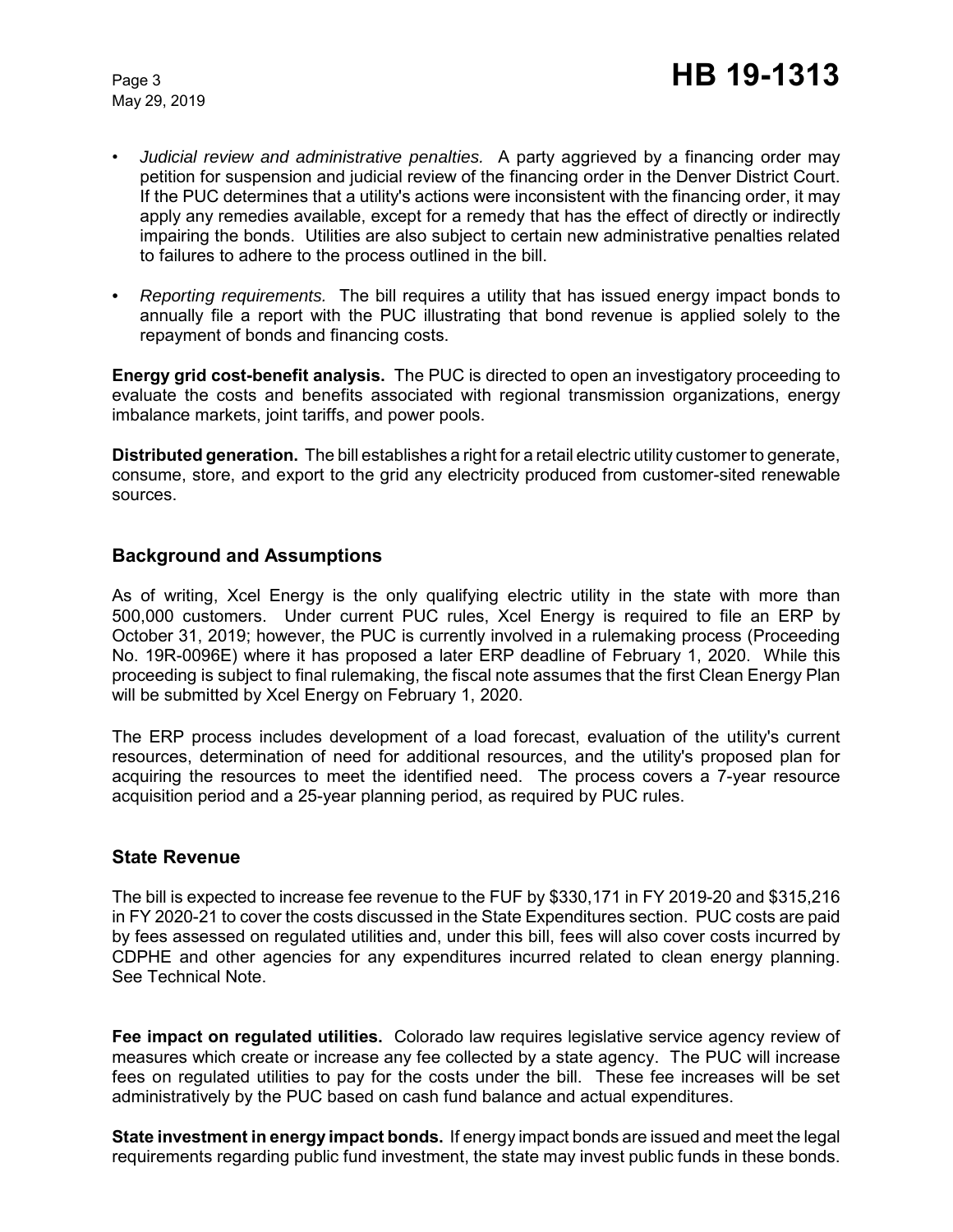- *Judicial review and administrative penalties.* A party aggrieved by a financing order may petition for suspension and judicial review of the financing order in the Denver District Court. If the PUC determines that a utility's actions were inconsistent with the financing order, it may apply any remedies available, except for a remedy that has the effect of directly or indirectly impairing the bonds. Utilities are also subject to certain new administrative penalties related to failures to adhere to the process outlined in the bill.
- *Reporting requirements.* The bill requires a utility that has issued energy impact bonds to annually file a report with the PUC illustrating that bond revenue is applied solely to the repayment of bonds and financing costs.

**Energy grid cost-benefit analysis.** The PUC is directed to open an investigatory proceeding to evaluate the costs and benefits associated with regional transmission organizations, energy imbalance markets, joint tariffs, and power pools.

**Distributed generation.** The bill establishes a right for a retail electric utility customer to generate, consume, store, and export to the grid any electricity produced from customer-sited renewable sources.

## Background and Assumptions

As of writing, Xcel Energy is the only qualifying electric utility in the state with more than 500,000 customers. Under current PUC rules, Xcel Energy is required to file an ERP by October 31, 2019; however, the PUC is currently involved in a rulemaking process (Proceeding No. 19R-0096E) where it has proposed a later ERP deadline of February 1, 2020. While this proceeding is subject to final rulemaking, the fiscal note assumes that the first Clean Energy Plan will be submitted by Xcel Energy on February 1, 2020.

The ERP process includes development of a load forecast, evaluation of the utility's current resources, determination of need for additional resources, and the utility's proposed plan for acquiring the resources to meet the identified need. The process covers a 7-year resource acquisition period and a 25-year planning period, as required by PUC rules.

## State Revenue

The bill is expected to increase fee revenue to the FUF by $330,171 in FY 2019-20 and $315,216 in FY 2020-21 to cover the costs discussed in the State Expenditures section. PUC costs are paid by fees assessed on regulated utilities and, under this bill, fees will also cover costs incurred by CDPHE and other agencies for any expenditures incurred related to clean energy planning. See Technical Note.

**Fee impact on regulated utilities.** Colorado law requires legislative service agency review of measures which create or increase any fee collected by a state agency. The PUC will increase fees on regulated utilities to pay for the costs under the bill. These fee increases will be set administratively by the PUC based on cash fund balance and actual expenditures.

**State investment in energy impact bonds.** If energy impact bonds are issued and meet the legal requirements regarding public fund investment, the state may invest public funds in these bonds.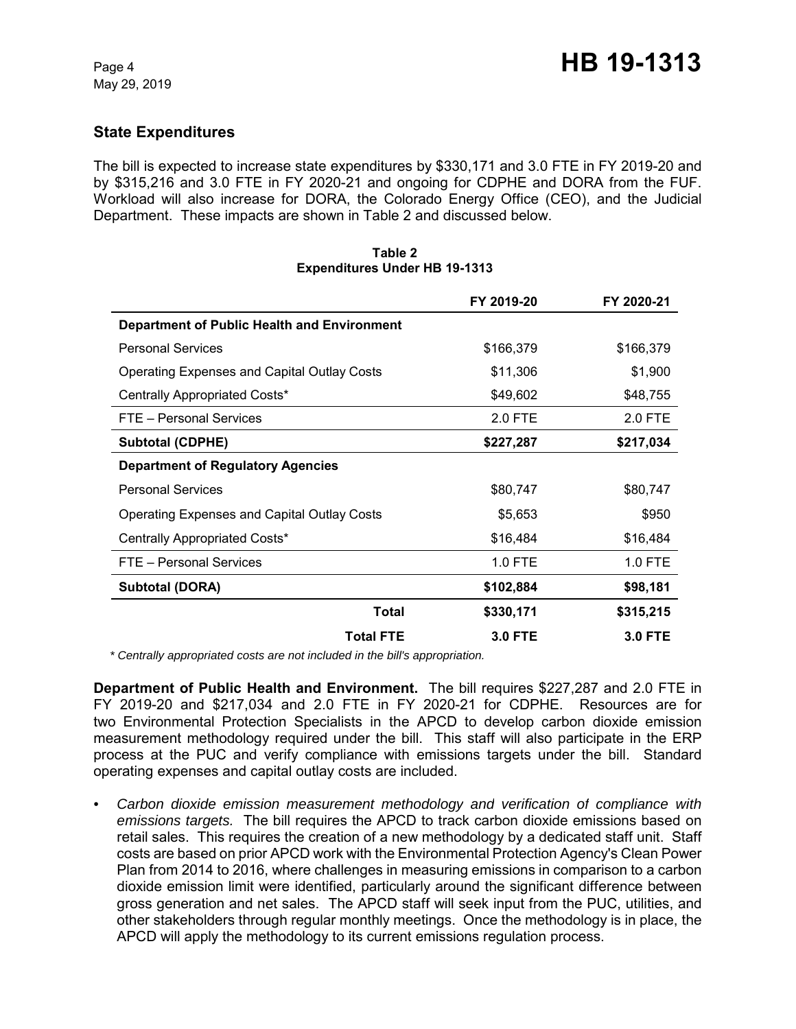## State Expenditures

The bill is expected to increase state expenditures by $330,171 and 3.0 FTE in FY 2019-20 and by $315,216 and 3.0 FTE in FY 2020-21 and ongoing for CDPHE and DORA from the FUF. Workload will also increase for DORA, the Colorado Energy Office (CEO), and the Judicial Department. These impacts are shown in Table 2 and discussed below.

**Table 2**
**Expenditures Under HB 19-1313**

| | FY 2019-20 | FY 2020-21 |
|---|---|---|
| **Department of Public Health and Environment** | | |
| Personal Services | $166,379 | $166,379 |
| Operating Expenses and Capital Outlay Costs | $11,306 | $1,900 |
| Centrally Appropriated Costs* | $49,602 | $48,755 |
| FTE – Personal Services | 2.0 FTE | 2.0 FTE |
| **Subtotal (CDPHE)** | **$227,287** | **$217,034** |
| **Department of Regulatory Agencies** | | |
| Personal Services | $80,747 | $80,747 |
| Operating Expenses and Capital Outlay Costs | $5,653 | $950 |
| Centrally Appropriated Costs* | $16,484 | $16,484 |
| FTE – Personal Services | 1.0 FTE | 1.0 FTE |
| **Subtotal (DORA)** | **$102,884** | **$98,181** |
| **Total** | **$330,171** | **$315,215** |
| **Total FTE** | **3.0 FTE** | **3.0 FTE** |

*\* Centrally appropriated costs are not included in the bill's appropriation.*

**Department of Public Health and Environment.** The bill requires $227,287 and 2.0 FTE in FY 2019-20 and $217,034 and 2.0 FTE in FY 2020-21 for CDPHE. Resources are for two Environmental Protection Specialists in the APCD to develop carbon dioxide emission measurement methodology required under the bill. This staff will also participate in the ERP process at the PUC and verify compliance with emissions targets under the bill. Standard operating expenses and capital outlay costs are included.

- *Carbon dioxide emission measurement methodology and verification of compliance with emissions targets.* The bill requires the APCD to track carbon dioxide emissions based on retail sales. This requires the creation of a new methodology by a dedicated staff unit. Staff costs are based on prior APCD work with the Environmental Protection Agency's Clean Power Plan from 2014 to 2016, where challenges in measuring emissions in comparison to a carbon dioxide emission limit were identified, particularly around the significant difference between gross generation and net sales. The APCD staff will seek input from the PUC, utilities, and other stakeholders through regular monthly meetings. Once the methodology is in place, the APCD will apply the methodology to its current emissions regulation process.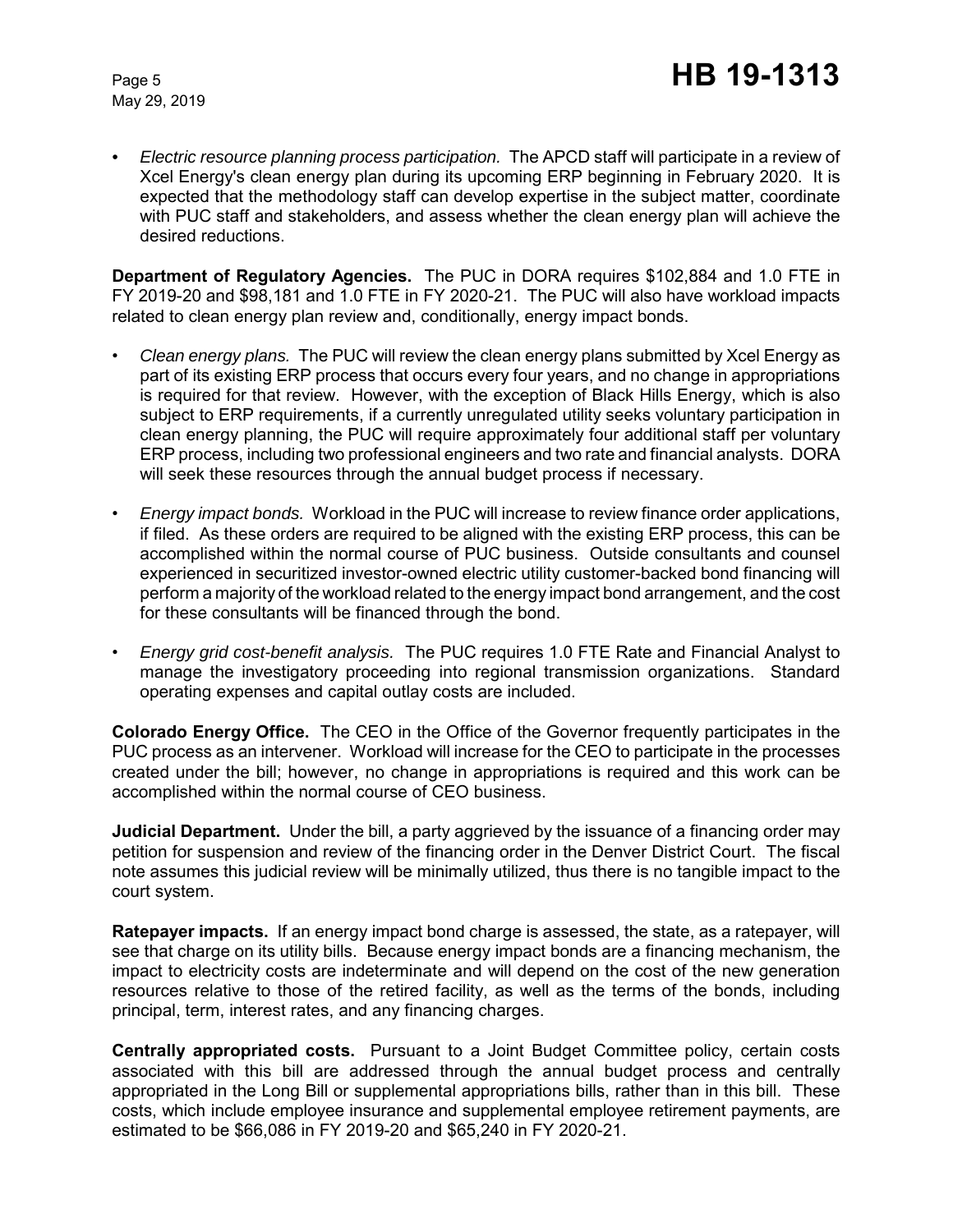- *Electric resource planning process participation.* The APCD staff will participate in a review of Xcel Energy's clean energy plan during its upcoming ERP beginning in February 2020. It is expected that the methodology staff can develop expertise in the subject matter, coordinate with PUC staff and stakeholders, and assess whether the clean energy plan will achieve the desired reductions.

**Department of Regulatory Agencies.** The PUC in DORA requires $102,884 and 1.0 FTE in FY 2019-20 and $98,181 and 1.0 FTE in FY 2020-21. The PUC will also have workload impacts related to clean energy plan review and, conditionally, energy impact bonds.

- *Clean energy plans.* The PUC will review the clean energy plans submitted by Xcel Energy as part of its existing ERP process that occurs every four years, and no change in appropriations is required for that review. However, with the exception of Black Hills Energy, which is also subject to ERP requirements, if a currently unregulated utility seeks voluntary participation in clean energy planning, the PUC will require approximately four additional staff per voluntary ERP process, including two professional engineers and two rate and financial analysts. DORA will seek these resources through the annual budget process if necessary.

- *Energy impact bonds.* Workload in the PUC will increase to review finance order applications, if filed. As these orders are required to be aligned with the existing ERP process, this can be accomplished within the normal course of PUC business. Outside consultants and counsel experienced in securitized investor-owned electric utility customer-backed bond financing will perform a majority of the workload related to the energy impact bond arrangement, and the cost for these consultants will be financed through the bond.

- *Energy grid cost-benefit analysis.* The PUC requires 1.0 FTE Rate and Financial Analyst to manage the investigatory proceeding into regional transmission organizations. Standard operating expenses and capital outlay costs are included.

**Colorado Energy Office.** The CEO in the Office of the Governor frequently participates in the PUC process as an intervener. Workload will increase for the CEO to participate in the processes created under the bill; however, no change in appropriations is required and this work can be accomplished within the normal course of CEO business.

**Judicial Department.** Under the bill, a party aggrieved by the issuance of a financing order may petition for suspension and review of the financing order in the Denver District Court. The fiscal note assumes this judicial review will be minimally utilized, thus there is no tangible impact to the court system.

**Ratepayer impacts.** If an energy impact bond charge is assessed, the state, as a ratepayer, will see that charge on its utility bills. Because energy impact bonds are a financing mechanism, the impact to electricity costs are indeterminate and will depend on the cost of the new generation resources relative to those of the retired facility, as well as the terms of the bonds, including principal, term, interest rates, and any financing charges.

**Centrally appropriated costs.** Pursuant to a Joint Budget Committee policy, certain costs associated with this bill are addressed through the annual budget process and centrally appropriated in the Long Bill or supplemental appropriations bills, rather than in this bill. These costs, which include employee insurance and supplemental employee retirement payments, are estimated to be $66,086 in FY 2019-20 and $65,240 in FY 2020-21.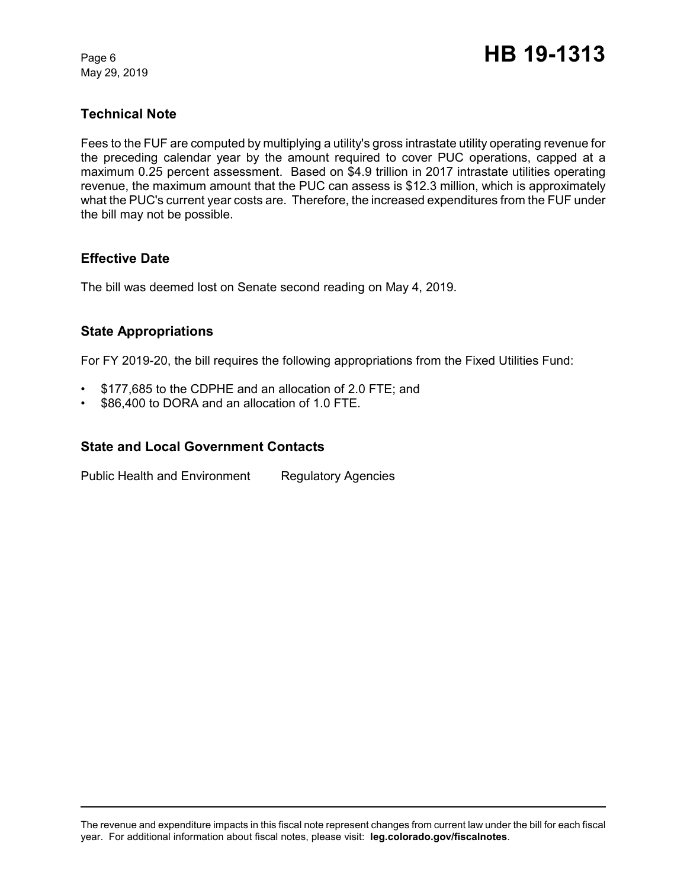## Technical Note

Fees to the FUF are computed by multiplying a utility's gross intrastate utility operating revenue for the preceding calendar year by the amount required to cover PUC operations, capped at a maximum 0.25 percent assessment. Based on $4.9 trillion in 2017 intrastate utilities operating revenue, the maximum amount that the PUC can assess is $12.3 million, which is approximately what the PUC's current year costs are. Therefore, the increased expenditures from the FUF under the bill may not be possible.

## Effective Date

The bill was deemed lost on Senate second reading on May 4, 2019.

## State Appropriations

For FY 2019-20, the bill requires the following appropriations from the Fixed Utilities Fund:

- $177,685 to the CDPHE and an allocation of 2.0 FTE; and
- $86,400 to DORA and an allocation of 1.0 FTE.

## State and Local Government Contacts

Public Health and Environment     Regulatory Agencies

The revenue and expenditure impacts in this fiscal note represent changes from current law under the bill for each fiscal year. For additional information about fiscal notes, please visit: **leg.colorado.gov/fiscalnotes**.